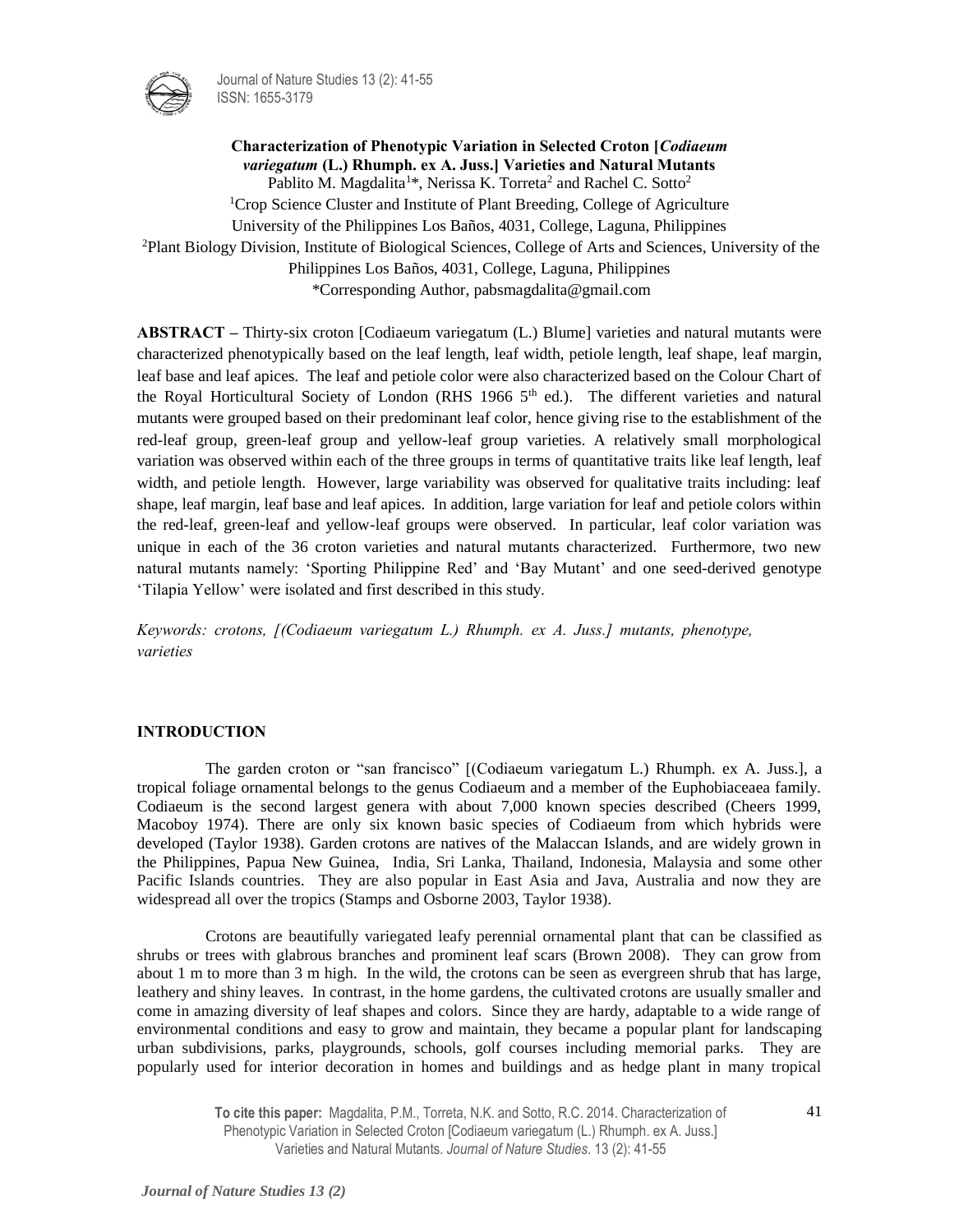**Characterization of Phenotypic Variation in Selected Croton [*Codiaeum variegatum* (L.) Rhumph. ex A. Juss.] Varieties and Natural Mutants**

Pablito M. Magdalita[1]*, Nerissa K. Torreta[2] and Rachel C. Sotto[2]

[1]Crop Science Cluster and Institute of Plant Breeding, College of Agriculture University of the Philippines Los Baños, 4031, College, Laguna, Philippines

[2]Plant Biology Division, Institute of Biological Sciences, College of Arts and Sciences, University of the Philippines Los Baños, 4031, College, Laguna, Philippines

*Corresponding Author, pabsmagdalita@gmail.com

**ABSTRACT –** Thirty-six croton [Codiaeum variegatum (L.) Blume] varieties and natural mutants were characterized phenotypically based on the leaf length, leaf width, petiole length, leaf shape, leaf margin, leaf base and leaf apices. The leaf and petiole color were also characterized based on the Colour Chart of the Royal Horticultural Society of London (RHS 1966 5th ed.). The different varieties and natural mutants were grouped based on their predominant leaf color, hence giving rise to the establishment of the red-leaf group, green-leaf group and yellow-leaf group varieties. A relatively small morphological variation was observed within each of the three groups in terms of quantitative traits like leaf length, leaf width, and petiole length. However, large variability was observed for qualitative traits including: leaf shape, leaf margin, leaf base and leaf apices. In addition, large variation for leaf and petiole colors within the red-leaf, green-leaf and yellow-leaf groups were observed. In particular, leaf color variation was unique in each of the 36 croton varieties and natural mutants characterized. Furthermore, two new natural mutants namely: 'Sporting Philippine Red' and 'Bay Mutant' and one seed-derived genotype 'Tilapia Yellow' were isolated and first described in this study.

*Keywords: crotons, [(Codiaeum variegatum L.) Rhumph. ex A. Juss.] mutants, phenotype, varieties*

## INTRODUCTION

The garden croton or "san francisco" [(Codiaeum variegatum L.) Rhumph. ex A. Juss.], a tropical foliage ornamental belongs to the genus Codiaeum and a member of the Euphobiaceaea family. Codiaeum is the second largest genera with about 7,000 known species described (Cheers 1999, Macoboy 1974). There are only six known basic species of Codiaeum from which hybrids were developed (Taylor 1938). Garden crotons are natives of the Malaccan Islands, and are widely grown in the Philippines, Papua New Guinea, India, Sri Lanka, Thailand, Indonesia, Malaysia and some other Pacific Islands countries. They are also popular in East Asia and Java, Australia and now they are widespread all over the tropics (Stamps and Osborne 2003, Taylor 1938).

Crotons are beautifully variegated leafy perennial ornamental plant that can be classified as shrubs or trees with glabrous branches and prominent leaf scars (Brown 2008). They can grow from about 1 m to more than 3 m high. In the wild, the crotons can be seen as evergreen shrub that has large, leathery and shiny leaves. In contrast, in the home gardens, the cultivated crotons are usually smaller and come in amazing diversity of leaf shapes and colors. Since they are hardy, adaptable to a wide range of environmental conditions and easy to grow and maintain, they became a popular plant for landscaping urban subdivisions, parks, playgrounds, schools, golf courses including memorial parks. They are popularly used for interior decoration in homes and buildings and as hedge plant in many tropical

**To cite this paper:** Magdalita, P.M., Torreta, N.K. and Sotto, R.C. 2014. Characterization of Phenotypic Variation in Selected Croton [Codiaeum variegatum (L.) Rhumph. ex A. Juss.] Varieties and Natural Mutants. *Journal of Nature Studies*. 13 (2): 41-55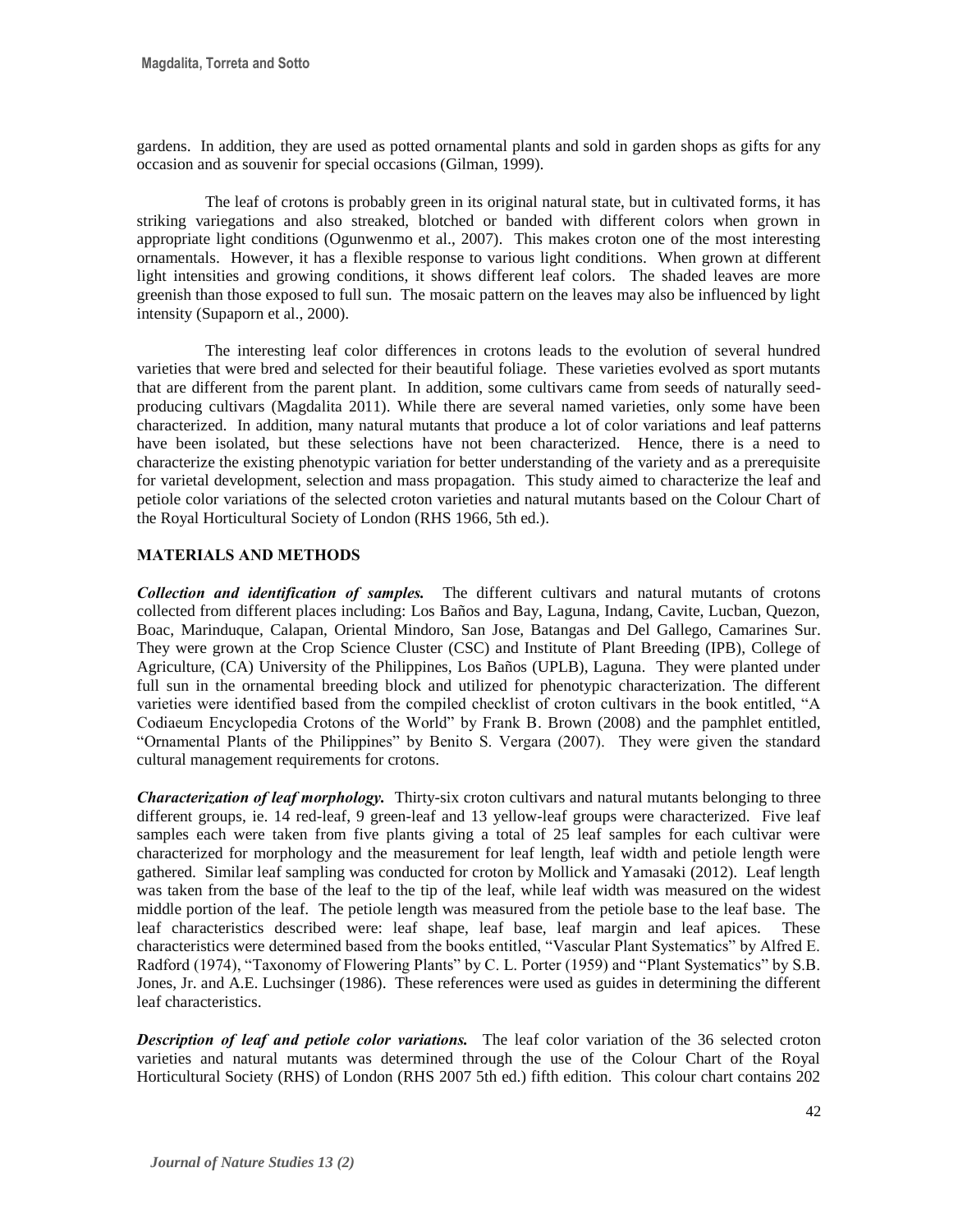gardens. In addition, they are used as potted ornamental plants and sold in garden shops as gifts for any occasion and as souvenir for special occasions (Gilman, 1999).

The leaf of crotons is probably green in its original natural state, but in cultivated forms, it has striking variegations and also streaked, blotched or banded with different colors when grown in appropriate light conditions (Ogunwenmo et al., 2007). This makes croton one of the most interesting ornamentals. However, it has a flexible response to various light conditions. When grown at different light intensities and growing conditions, it shows different leaf colors. The shaded leaves are more greenish than those exposed to full sun. The mosaic pattern on the leaves may also be influenced by light intensity (Supaporn et al., 2000).

The interesting leaf color differences in crotons leads to the evolution of several hundred varieties that were bred and selected for their beautiful foliage. These varieties evolved as sport mutants that are different from the parent plant. In addition, some cultivars came from seeds of naturally seed-producing cultivars (Magdalita 2011). While there are several named varieties, only some have been characterized. In addition, many natural mutants that produce a lot of color variations and leaf patterns have been isolated, but these selections have not been characterized. Hence, there is a need to characterize the existing phenotypic variation for better understanding of the variety and as a prerequisite for varietal development, selection and mass propagation. This study aimed to characterize the leaf and petiole color variations of the selected croton varieties and natural mutants based on the Colour Chart of the Royal Horticultural Society of London (RHS 1966, 5th ed.).

## MATERIALS AND METHODS

***Collection and identification of samples.*** The different cultivars and natural mutants of crotons collected from different places including: Los Baños and Bay, Laguna, Indang, Cavite, Lucban, Quezon, Boac, Marinduque, Calapan, Oriental Mindoro, San Jose, Batangas and Del Gallego, Camarines Sur. They were grown at the Crop Science Cluster (CSC) and Institute of Plant Breeding (IPB), College of Agriculture, (CA) University of the Philippines, Los Baños (UPLB), Laguna. They were planted under full sun in the ornamental breeding block and utilized for phenotypic characterization. The different varieties were identified based from the compiled checklist of croton cultivars in the book entitled, "A Codiaeum Encyclopedia Crotons of the World" by Frank B. Brown (2008) and the pamphlet entitled, "Ornamental Plants of the Philippines" by Benito S. Vergara (2007). They were given the standard cultural management requirements for crotons.

***Characterization of leaf morphology.*** Thirty-six croton cultivars and natural mutants belonging to three different groups, ie. 14 red-leaf, 9 green-leaf and 13 yellow-leaf groups were characterized. Five leaf samples each were taken from five plants giving a total of 25 leaf samples for each cultivar were characterized for morphology and the measurement for leaf length, leaf width and petiole length were gathered. Similar leaf sampling was conducted for croton by Mollick and Yamasaki (2012). Leaf length was taken from the base of the leaf to the tip of the leaf, while leaf width was measured on the widest middle portion of the leaf. The petiole length was measured from the petiole base to the leaf base. The leaf characteristics described were: leaf shape, leaf base, leaf margin and leaf apices. These characteristics were determined based from the books entitled, "Vascular Plant Systematics" by Alfred E. Radford (1974), "Taxonomy of Flowering Plants" by C. L. Porter (1959) and "Plant Systematics" by S.B. Jones, Jr. and A.E. Luchsinger (1986). These references were used as guides in determining the different leaf characteristics.

***Description of leaf and petiole color variations.*** The leaf color variation of the 36 selected croton varieties and natural mutants was determined through the use of the Colour Chart of the Royal Horticultural Society (RHS) of London (RHS 2007 5th ed.) fifth edition. This colour chart contains 202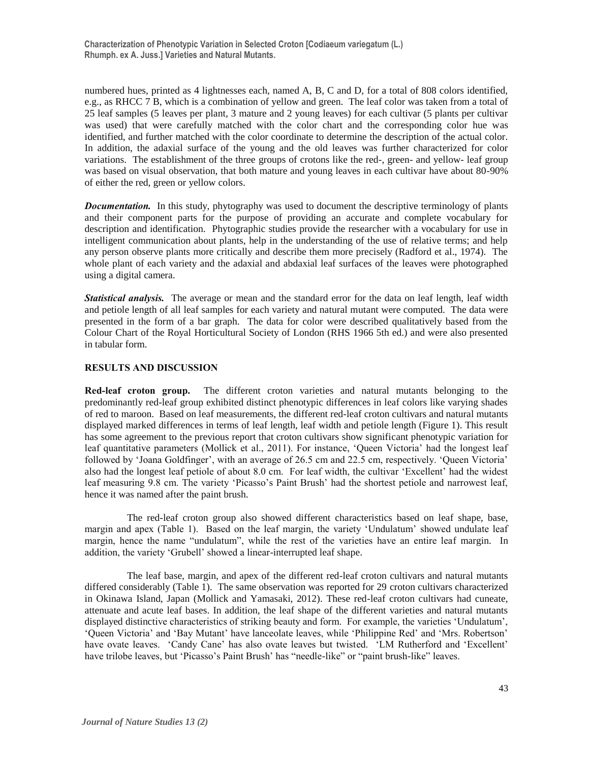numbered hues, printed as 4 lightnesses each, named A, B, C and D, for a total of 808 colors identified, e.g., as RHCC 7 B, which is a combination of yellow and green. The leaf color was taken from a total of 25 leaf samples (5 leaves per plant, 3 mature and 2 young leaves) for each cultivar (5 plants per cultivar was used) that were carefully matched with the color chart and the corresponding color hue was identified, and further matched with the color coordinate to determine the description of the actual color. In addition, the adaxial surface of the young and the old leaves was further characterized for color variations. The establishment of the three groups of crotons like the red-, green- and yellow- leaf group was based on visual observation, that both mature and young leaves in each cultivar have about 80-90% of either the red, green or yellow colors.

***Documentation.*** In this study, phytography was used to document the descriptive terminology of plants and their component parts for the purpose of providing an accurate and complete vocabulary for description and identification. Phytographic studies provide the researcher with a vocabulary for use in intelligent communication about plants, help in the understanding of the use of relative terms; and help any person observe plants more critically and describe them more precisely (Radford et al., 1974). The whole plant of each variety and the adaxial and abdaxial leaf surfaces of the leaves were photographed using a digital camera.

***Statistical analysis.*** The average or mean and the standard error for the data on leaf length, leaf width and petiole length of all leaf samples for each variety and natural mutant were computed. The data were presented in the form of a bar graph. The data for color were described qualitatively based from the Colour Chart of the Royal Horticultural Society of London (RHS 1966 5th ed.) and were also presented in tabular form.

## RESULTS AND DISCUSSION

**Red-leaf croton group.** The different croton varieties and natural mutants belonging to the predominantly red-leaf group exhibited distinct phenotypic differences in leaf colors like varying shades of red to maroon. Based on leaf measurements, the different red-leaf croton cultivars and natural mutants displayed marked differences in terms of leaf length, leaf width and petiole length (Figure 1). This result has some agreement to the previous report that croton cultivars show significant phenotypic variation for leaf quantitative parameters (Mollick et al., 2011). For instance, 'Queen Victoria' had the longest leaf followed by 'Joana Goldfinger', with an average of 26.5 cm and 22.5 cm, respectively. 'Queen Victoria' also had the longest leaf petiole of about 8.0 cm. For leaf width, the cultivar 'Excellent' had the widest leaf measuring 9.8 cm. The variety 'Picasso's Paint Brush' had the shortest petiole and narrowest leaf, hence it was named after the paint brush.

The red-leaf croton group also showed different characteristics based on leaf shape, base, margin and apex (Table 1). Based on the leaf margin, the variety 'Undulatum' showed undulate leaf margin, hence the name "undulatum", while the rest of the varieties have an entire leaf margin. In addition, the variety 'Grubell' showed a linear-interrupted leaf shape.

The leaf base, margin, and apex of the different red-leaf croton cultivars and natural mutants differed considerably (Table 1). The same observation was reported for 29 croton cultivars characterized in Okinawa Island, Japan (Mollick and Yamasaki, 2012). These red-leaf croton cultivars had cuneate, attenuate and acute leaf bases. In addition, the leaf shape of the different varieties and natural mutants displayed distinctive characteristics of striking beauty and form. For example, the varieties 'Undulatum', 'Queen Victoria' and 'Bay Mutant' have lanceolate leaves, while 'Philippine Red' and 'Mrs. Robertson' have ovate leaves. 'Candy Cane' has also ovate leaves but twisted. 'LM Rutherford and 'Excellent' have trilobe leaves, but 'Picasso's Paint Brush' has "needle-like" or "paint brush-like" leaves.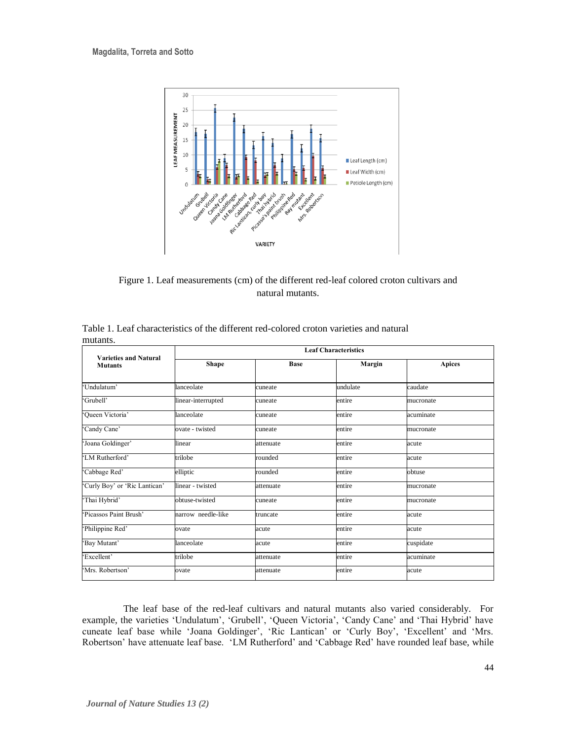Figure 1. Leaf measurements (cm) of the different red-leaf colored croton cultivars and natural mutants.

Table 1. Leaf characteristics of the different red-colored croton varieties and natural mutants.

| Varieties and Natural Mutants | Leaf Characteristics | | | |
|---|---|---|---|---|
| | **Shape** | **Base** | **Margin** | **Apices** |
| 'Undulatum' | lanceolate | cuneate | undulate | caudate |
| 'Grubell' | linear-interrupted | cuneate | entire | mucronate |
| 'Queen Victoria' | lanceolate | cuneate | entire | acuminate |
| 'Candy Cane' | ovate - twisted | cuneate | entire | mucronate |
| 'Joana Goldinger' | linear | attenuate | entire | acute |
| 'LM Rutherford' | trilobe | rounded | entire | acute |
| 'Cabbage Red' | elliptic | rounded | entire | obtuse |
| 'Curly Boy' or 'Ric Lantican' | linear - twisted | attenuate | entire | mucronate |
| 'Thai Hybrid' | obtuse-twisted | cuneate | entire | mucronate |
| 'Picassos Paint Brush' | narrow needle-like | truncate | entire | acute |
| 'Philippine Red' | ovate | acute | entire | acute |
| 'Bay Mutant' | lanceolate | acute | entire | cuspidate |
| 'Excellent' | trilobe | attenuate | entire | acuminate |
| 'Mrs. Robertson' | ovate | attenuate | entire | acute |

The leaf base of the red-leaf cultivars and natural mutants also varied considerably. For example, the varieties 'Undulatum', 'Grubell', 'Queen Victoria', 'Candy Cane' and 'Thai Hybrid' have cuneate leaf base while 'Joana Goldinger', 'Ric Lantican' or 'Curly Boy', 'Excellent' and 'Mrs. Robertson' have attenuate leaf base. 'LM Rutherford' and 'Cabbage Red' have rounded leaf base, while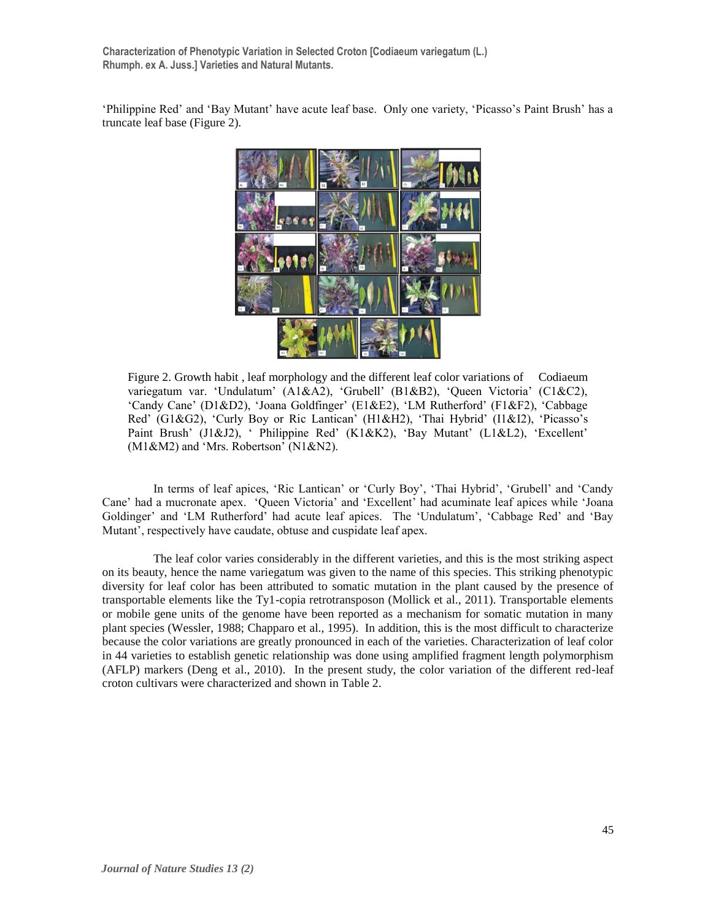'Philippine Red' and 'Bay Mutant' have acute leaf base. Only one variety, 'Picasso's Paint Brush' has a truncate leaf base (Figure 2).

Figure 2. Growth habit , leaf morphology and the different leaf color variations of Codiaeum variegatum var. 'Undulatum' (A1&A2), 'Grubell' (B1&B2), 'Queen Victoria' (C1&C2), 'Candy Cane' (D1&D2), 'Joana Goldfinger' (E1&E2), 'LM Rutherford' (F1&F2), 'Cabbage Red' (G1&G2), 'Curly Boy or Ric Lantican' (H1&H2), 'Thai Hybrid' (I1&I2), 'Picasso's Paint Brush' (J1&J2), ' Philippine Red' (K1&K2), 'Bay Mutant' (L1&L2), 'Excellent' (M1&M2) and 'Mrs. Robertson' (N1&N2).

In terms of leaf apices, 'Ric Lantican' or 'Curly Boy', 'Thai Hybrid', 'Grubell' and 'Candy Cane' had a mucronate apex. 'Queen Victoria' and 'Excellent' had acuminate leaf apices while 'Joana Goldinger' and 'LM Rutherford' had acute leaf apices. The 'Undulatum', 'Cabbage Red' and 'Bay Mutant', respectively have caudate, obtuse and cuspidate leaf apex.

The leaf color varies considerably in the different varieties, and this is the most striking aspect on its beauty, hence the name variegatum was given to the name of this species. This striking phenotypic diversity for leaf color has been attributed to somatic mutation in the plant caused by the presence of transportable elements like the Ty1-copia retrotransposon (Mollick et al., 2011). Transportable elements or mobile gene units of the genome have been reported as a mechanism for somatic mutation in many plant species (Wessler, 1988; Chapparo et al., 1995). In addition, this is the most difficult to characterize because the color variations are greatly pronounced in each of the varieties. Characterization of leaf color in 44 varieties to establish genetic relationship was done using amplified fragment length polymorphism (AFLP) markers (Deng et al., 2010). In the present study, the color variation of the different red-leaf croton cultivars were characterized and shown in Table 2.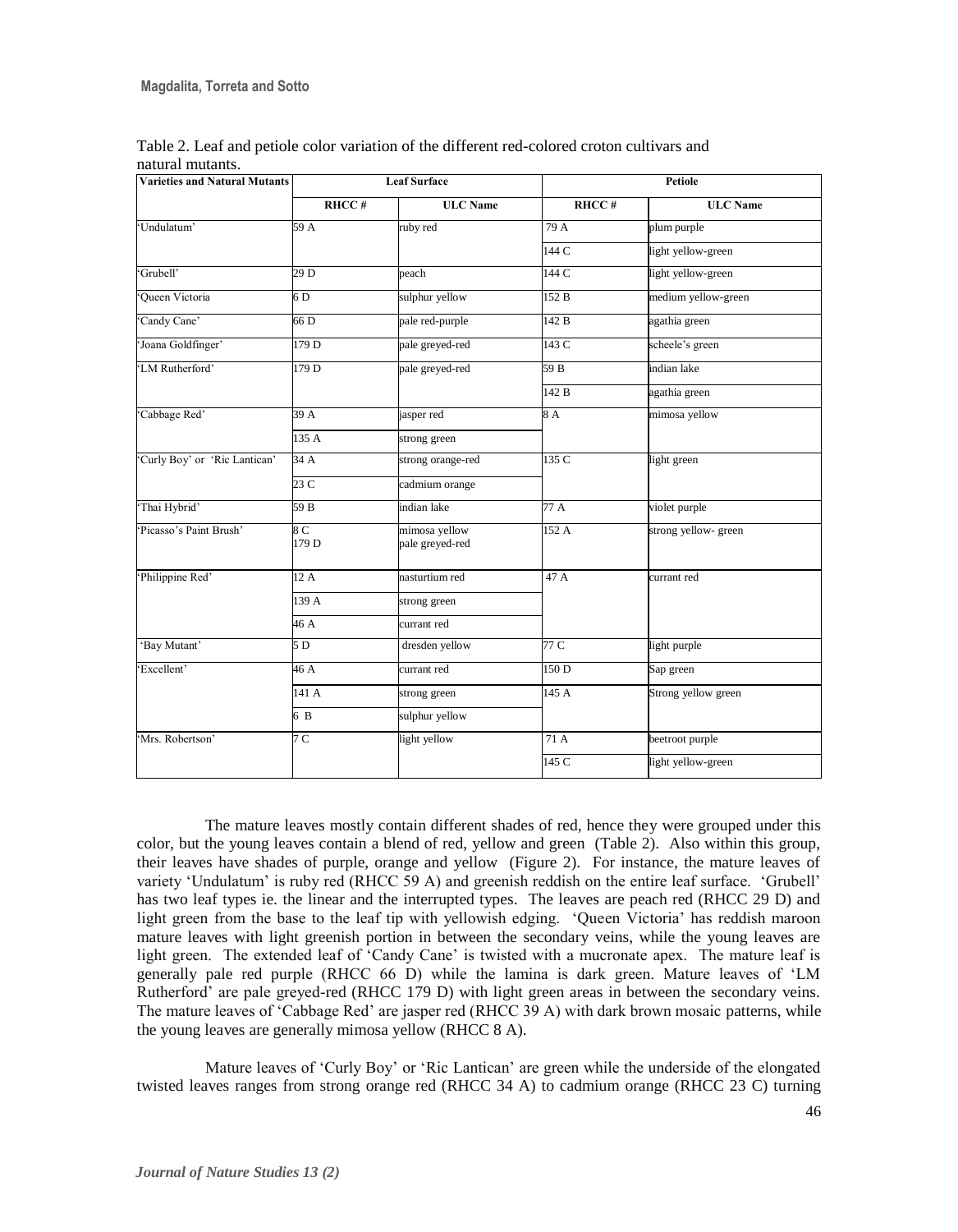Table 2. Leaf and petiole color variation of the different red-colored croton cultivars and natural mutants.

| Varieties and Natural Mutants | Leaf Surface | | Petiole | |
|---|---|---|---|---|
| | RHCC # | ULC Name | RHCC # | ULC Name |
| 'Undulatum' | 59 A | ruby red | 79 A | plum purple |
| | | | 144 C | light yellow-green |
| 'Grubell' | 29 D | peach | 144 C | light yellow-green |
| 'Queen Victoria | 6 D | sulphur yellow | 152 B | medium yellow-green |
| 'Candy Cane' | 66 D | pale red-purple | 142 B | agathia green |
| 'Joana Goldfinger' | 179 D | pale greyed-red | 143 C | scheele's green |
| 'LM Rutherford' | 179 D | pale greyed-red | 59 B | indian lake |
| | | | 142 B | agathia green |
| 'Cabbage Red' | 39 A | jasper red | 8 A | mimosa yellow |
| | 135 A | strong green | | |
| 'Curly Boy' or 'Ric Lantican' | 34 A | strong orange-red | 135 C | light green |
| | 23 C | cadmium orange | | |
| 'Thai Hybrid' | 59 B | indian lake | 77 A | violet purple |
| 'Picasso's Paint Brush' | 8 C<br>179 D | mimosa yellow<br>pale greyed-red | 152 A | strong yellow- green |
| 'Philippine Red' | 12 A | nasturtium red | 47 A | currant red |
| | 139 A | strong green | | |
| | 46 A | currant red | | |
| 'Bay Mutant' | 5 D | dresden yellow | 77 C | light purple |
| 'Excellent' | 46 A | currant red | 150 D | Sap green |
| | 141 A | strong green | 145 A | Strong yellow green |
| | 6 B | sulphur yellow | | |
| 'Mrs. Robertson' | 7 C | light yellow | 71 A | beetroot purple |
| | | | 145 C | light yellow-green |

The mature leaves mostly contain different shades of red, hence they were grouped under this color, but the young leaves contain a blend of red, yellow and green (Table 2). Also within this group, their leaves have shades of purple, orange and yellow (Figure 2). For instance, the mature leaves of variety 'Undulatum' is ruby red (RHCC 59 A) and greenish reddish on the entire leaf surface. 'Grubell' has two leaf types ie. the linear and the interrupted types. The leaves are peach red (RHCC 29 D) and light green from the base to the leaf tip with yellowish edging. 'Queen Victoria' has reddish maroon mature leaves with light greenish portion in between the secondary veins, while the young leaves are light green. The extended leaf of 'Candy Cane' is twisted with a mucronate apex. The mature leaf is generally pale red purple (RHCC 66 D) while the lamina is dark green. Mature leaves of 'LM Rutherford' are pale greyed-red (RHCC 179 D) with light green areas in between the secondary veins. The mature leaves of 'Cabbage Red' are jasper red (RHCC 39 A) with dark brown mosaic patterns, while the young leaves are generally mimosa yellow (RHCC 8 A).

Mature leaves of 'Curly Boy' or 'Ric Lantican' are green while the underside of the elongated twisted leaves ranges from strong orange red (RHCC 34 A) to cadmium orange (RHCC 23 C) turning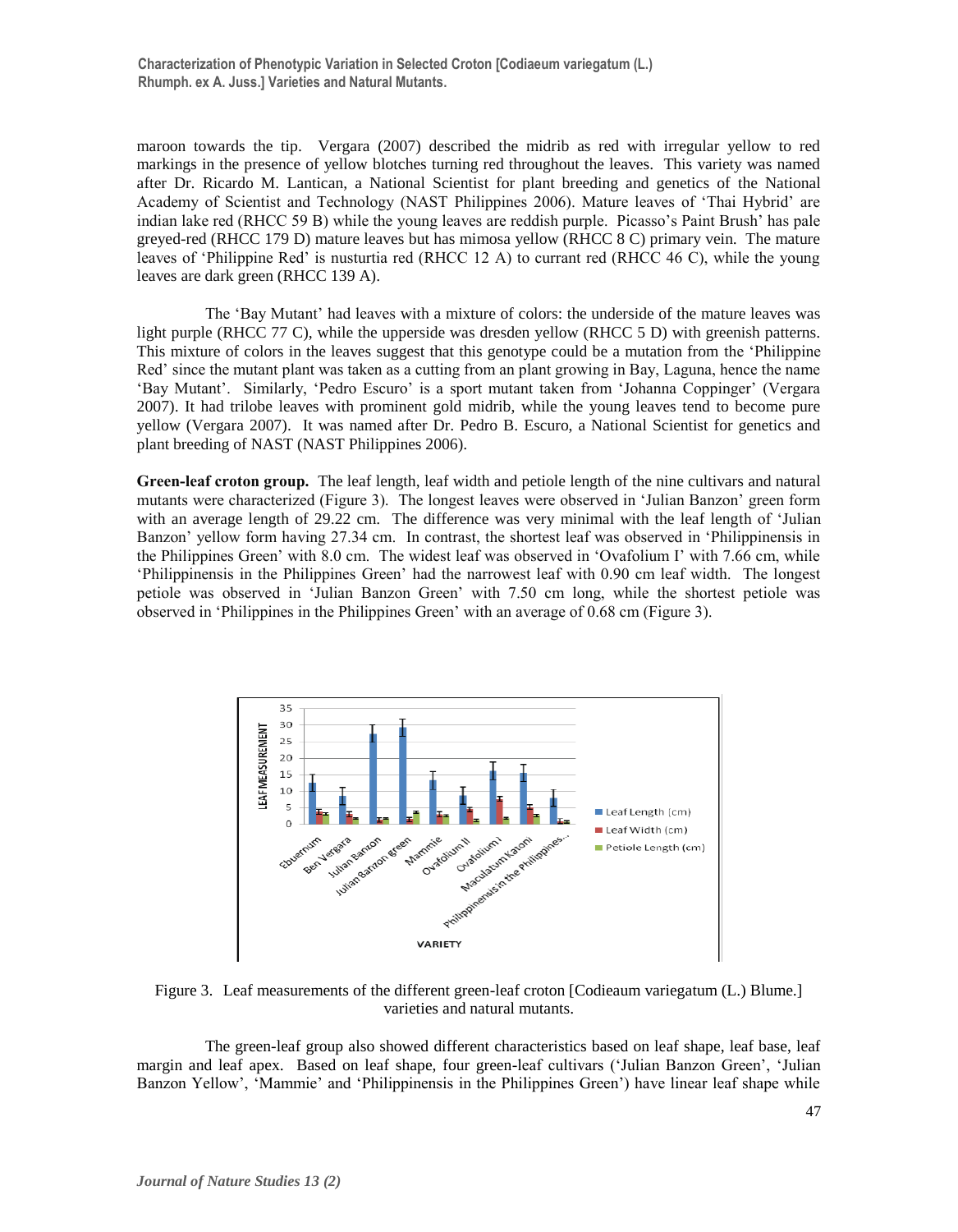maroon towards the tip. Vergara (2007) described the midrib as red with irregular yellow to red markings in the presence of yellow blotches turning red throughout the leaves. This variety was named after Dr. Ricardo M. Lantican, a National Scientist for plant breeding and genetics of the National Academy of Scientist and Technology (NAST Philippines 2006). Mature leaves of 'Thai Hybrid' are indian lake red (RHCC 59 B) while the young leaves are reddish purple. Picasso's Paint Brush' has pale greyed-red (RHCC 179 D) mature leaves but has mimosa yellow (RHCC 8 C) primary vein. The mature leaves of 'Philippine Red' is nusturtia red (RHCC 12 A) to currant red (RHCC 46 C), while the young leaves are dark green (RHCC 139 A).

The 'Bay Mutant' had leaves with a mixture of colors: the underside of the mature leaves was light purple (RHCC 77 C), while the upperside was dresden yellow (RHCC 5 D) with greenish patterns. This mixture of colors in the leaves suggest that this genotype could be a mutation from the 'Philippine Red' since the mutant plant was taken as a cutting from an plant growing in Bay, Laguna, hence the name 'Bay Mutant'. Similarly, 'Pedro Escuro' is a sport mutant taken from 'Johanna Coppinger' (Vergara 2007). It had trilobe leaves with prominent gold midrib, while the young leaves tend to become pure yellow (Vergara 2007). It was named after Dr. Pedro B. Escuro, a National Scientist for genetics and plant breeding of NAST (NAST Philippines 2006).

**Green-leaf croton group.** The leaf length, leaf width and petiole length of the nine cultivars and natural mutants were characterized (Figure 3). The longest leaves were observed in 'Julian Banzon' green form with an average length of 29.22 cm. The difference was very minimal with the leaf length of 'Julian Banzon' yellow form having 27.34 cm. In contrast, the shortest leaf was observed in 'Philippinensis in the Philippines Green' with 8.0 cm. The widest leaf was observed in 'Ovafolium I' with 7.66 cm, while 'Philippinensis in the Philippines Green' had the narrowest leaf with 0.90 cm leaf width. The longest petiole was observed in 'Julian Banzon Green' with 7.50 cm long, while the shortest petiole was observed in 'Philippines in the Philippines Green' with an average of 0.68 cm (Figure 3).

Figure 3. Leaf measurements of the different green-leaf croton [Codieaum variegatum (L.) Blume.] varieties and natural mutants.

The green-leaf group also showed different characteristics based on leaf shape, leaf base, leaf margin and leaf apex. Based on leaf shape, four green-leaf cultivars ('Julian Banzon Green', 'Julian Banzon Yellow', 'Mammie' and 'Philippinensis in the Philippines Green') have linear leaf shape while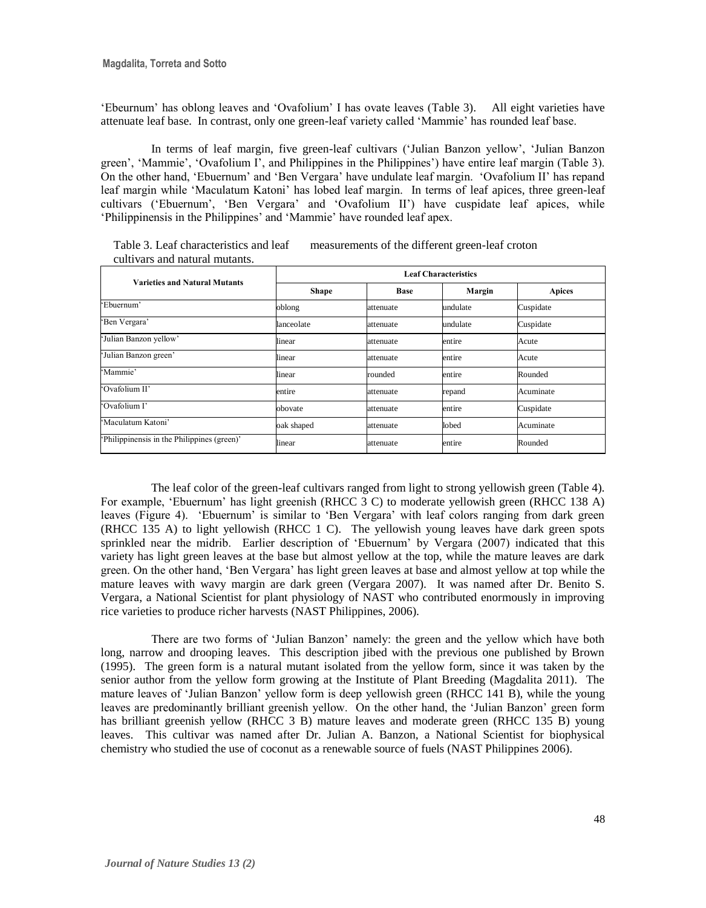'Ebeurnum' has oblong leaves and 'Ovafolium' I has ovate leaves (Table 3). All eight varieties have attenuate leaf base. In contrast, only one green-leaf variety called 'Mammie' has rounded leaf base.

In terms of leaf margin, five green-leaf cultivars ('Julian Banzon yellow', 'Julian Banzon green', 'Mammie', 'Ovafolium I', and Philippines in the Philippines') have entire leaf margin (Table 3). On the other hand, 'Ebuernum' and 'Ben Vergara' have undulate leaf margin. 'Ovafolium II' has repand leaf margin while 'Maculatum Katoni' has lobed leaf margin. In terms of leaf apices, three green-leaf cultivars ('Ebuernum', 'Ben Vergara' and 'Ovafolium II') have cuspidate leaf apices, while 'Philippinensis in the Philippines' and 'Mammie' have rounded leaf apex.

Table 3. Leaf characteristics and leaf measurements of the different green-leaf croton cultivars and natural mutants.

| Varieties and Natural Mutants | Leaf Characteristics | | | |
|---|---|---|---|---|
| | Shape | Base | Margin | Apices |
| 'Ebuernum' | oblong | attenuate | undulate | Cuspidate |
| 'Ben Vergara' | lanceolate | attenuate | undulate | Cuspidate |
| 'Julian Banzon yellow' | linear | attenuate | entire | Acute |
| 'Julian Banzon green' | linear | attenuate | entire | Acute |
| 'Mammie' | linear | rounded | entire | Rounded |
| 'Ovafolium II' | entire | attenuate | repand | Acuminate |
| 'Ovafolium I' | obovate | attenuate | entire | Cuspidate |
| 'Maculatum Katoni' | oak shaped | attenuate | lobed | Acuminate |
| 'Philippinensis in the Philippines (green)' | linear | attenuate | entire | Rounded |

The leaf color of the green-leaf cultivars ranged from light to strong yellowish green (Table 4). For example, 'Ebuernum' has light greenish (RHCC 3 C) to moderate yellowish green (RHCC 138 A) leaves (Figure 4). 'Ebuernum' is similar to 'Ben Vergara' with leaf colors ranging from dark green (RHCC 135 A) to light yellowish (RHCC 1 C). The yellowish young leaves have dark green spots sprinkled near the midrib. Earlier description of 'Ebuernum' by Vergara (2007) indicated that this variety has light green leaves at the base but almost yellow at the top, while the mature leaves are dark green. On the other hand, 'Ben Vergara' has light green leaves at base and almost yellow at top while the mature leaves with wavy margin are dark green (Vergara 2007). It was named after Dr. Benito S. Vergara, a National Scientist for plant physiology of NAST who contributed enormously in improving rice varieties to produce richer harvests (NAST Philippines, 2006).

There are two forms of 'Julian Banzon' namely: the green and the yellow which have both long, narrow and drooping leaves. This description jibed with the previous one published by Brown (1995). The green form is a natural mutant isolated from the yellow form, since it was taken by the senior author from the yellow form growing at the Institute of Plant Breeding (Magdalita 2011). The mature leaves of 'Julian Banzon' yellow form is deep yellowish green (RHCC 141 B), while the young leaves are predominantly brilliant greenish yellow. On the other hand, the 'Julian Banzon' green form has brilliant greenish yellow (RHCC 3 B) mature leaves and moderate green (RHCC 135 B) young leaves. This cultivar was named after Dr. Julian A. Banzon, a National Scientist for biophysical chemistry who studied the use of coconut as a renewable source of fuels (NAST Philippines 2006).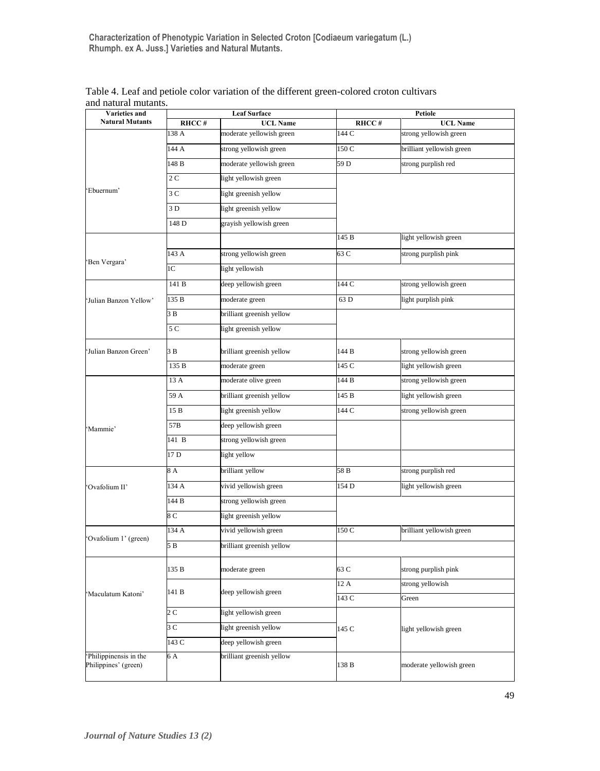Table 4. Leaf and petiole color variation of the different green-colored croton cultivars and natural mutants.

| Varieties and Natural Mutants | Leaf Surface | | Petiole | |
|---|---|---|---|---|
| | RHCC # | UCL Name | RHCC # | UCL Name |
| 'Ebuernum' | 138 A | moderate yellowish green | 144 C | strong yellowish green |
| | 144 A | strong yellowish green | 150 C | brilliant yellowish green |
| | 148 B | moderate yellowish green | 59 D | strong purplish red |
| | 2 C | light yellowish green | | |
| | 3 C | light greenish yellow | | |
| | 3 D | light greenish yellow | | |
| | 148 D | grayish yellowish green | | |
| 'Ben Vergara' | | | 145 B | light yellowish green |
| | 143 A | strong yellowish green | 63 C | strong purplish pink |
| | 1C | light yellowish | | |
| 'Julian Banzon Yellow' | 141 B | deep yellowish green | 144 C | strong yellowish green |
| | 135 B | moderate green | 63 D | light purplish pink |
| | 3 B | brilliant greenish yellow | | |
| | 5 C | light greenish yellow | | |
| 'Julian Banzon Green' | 3 B | brilliant greenish yellow | 144 B | strong yellowish green |
| | 135 B | moderate green | 145 C | light yellowish green |
| 'Mammie' | 13 A | moderate olive green | 144 B | strong yellowish green |
| | 59 A | brilliant greenish yellow | 145 B | light yellowish green |
| | 15 B | light greenish yellow | 144 C | strong yellowish green |
| | 57B | deep yellowish green | | |
| | 141 B | strong yellowish green | | |
| | 17 D | light yellow | | |
| 'Ovafolium II' | 8 A | brilliant yellow | 58 B | strong purplish red |
| | 134 A | vivid yellowish green | 154 D | light yellowish green |
| | 144 B | strong yellowish green | | |
| | 8 C | light greenish yellow | | |
| 'Ovafolium 1' (green) | 134 A | vivid yellowish green | 150 C | brilliant yellowish green |
| | 5 B | brilliant greenish yellow | | |
| 'Maculatum Katoni' | 135 B | moderate green | 63 C | strong purplish pink |
| | 141 B | deep yellowish green | 12 A | strong yellowish |
| | | | 143 C | Green |
| | 2 C | light yellowish green | 145 C | light yellowish green |
| | 3 C | light greenish yellow | | |
| | 143 C | deep yellowish green | | |
| 'Philippinensis in the Philippines' (green) | 6 A | brilliant greenish yellow | 138 B | moderate yellowish green |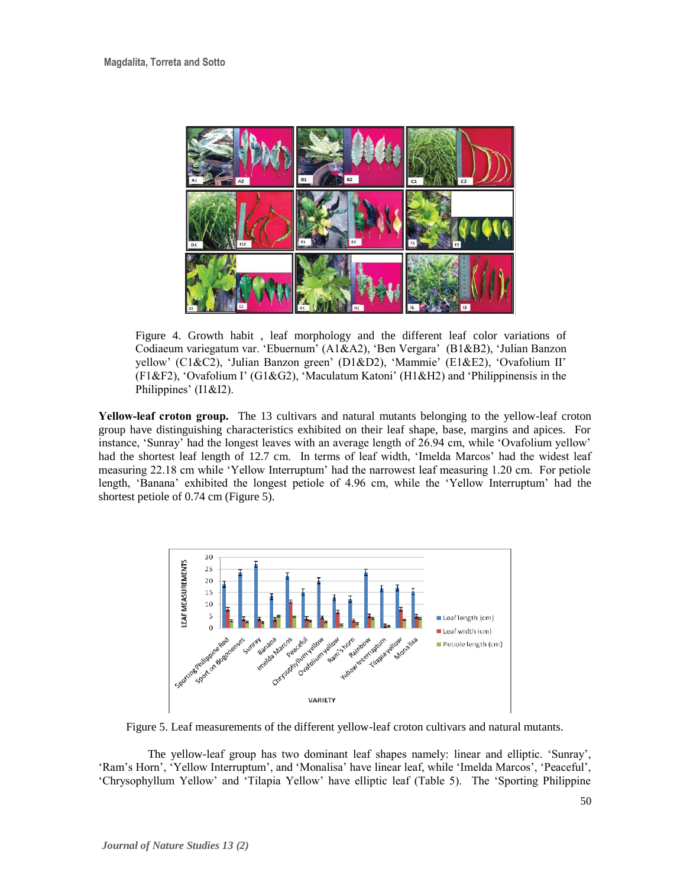Figure 4. Growth habit , leaf morphology and the different leaf color variations of Codiaeum variegatum var. 'Ebuernum' (A1&A2), 'Ben Vergara' (B1&B2), 'Julian Banzon yellow' (C1&C2), 'Julian Banzon green' (D1&D2), 'Mammie' (E1&E2), 'Ovafolium II' (F1&F2), 'Ovafolium I' (G1&G2), 'Maculatum Katoni' (H1&H2) and 'Philippinensis in the Philippines' (I1&I2).

**Yellow-leaf croton group.** The 13 cultivars and natural mutants belonging to the yellow-leaf croton group have distinguishing characteristics exhibited on their leaf shape, base, margins and apices. For instance, 'Sunray' had the longest leaves with an average length of 26.94 cm, while 'Ovafolium yellow' had the shortest leaf length of 12.7 cm. In terms of leaf width, 'Imelda Marcos' had the widest leaf measuring 22.18 cm while 'Yellow Interruptum' had the narrowest leaf measuring 1.20 cm. For petiole length, 'Banana' exhibited the longest petiole of 4.96 cm, while the 'Yellow Interruptum' had the shortest petiole of 0.74 cm (Figure 5).

Figure 5. Leaf measurements of the different yellow-leaf croton cultivars and natural mutants.

The yellow-leaf group has two dominant leaf shapes namely: linear and elliptic. 'Sunray', 'Ram's Horn', 'Yellow Interruptum', and 'Monalisa' have linear leaf, while 'Imelda Marcos', 'Peaceful', 'Chrysophyllum Yellow' and 'Tilapia Yellow' have elliptic leaf (Table 5). The 'Sporting Philippine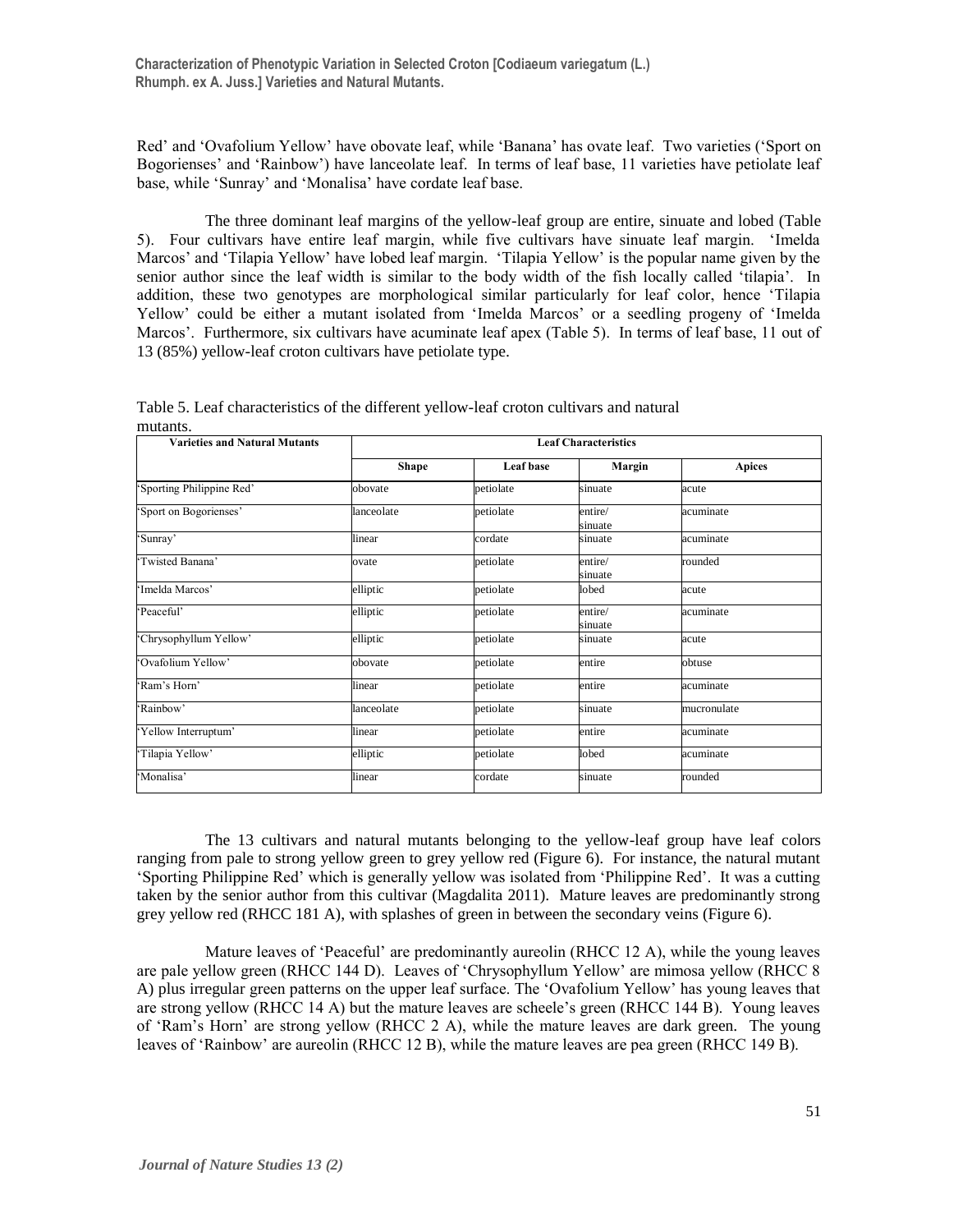Red' and 'Ovafolium Yellow' have obovate leaf, while 'Banana' has ovate leaf. Two varieties ('Sport on Bogorienses' and 'Rainbow') have lanceolate leaf. In terms of leaf base, 11 varieties have petiolate leaf base, while 'Sunray' and 'Monalisa' have cordate leaf base.

The three dominant leaf margins of the yellow-leaf group are entire, sinuate and lobed (Table 5). Four cultivars have entire leaf margin, while five cultivars have sinuate leaf margin. 'Imelda Marcos' and 'Tilapia Yellow' have lobed leaf margin. 'Tilapia Yellow' is the popular name given by the senior author since the leaf width is similar to the body width of the fish locally called 'tilapia'. In addition, these two genotypes are morphological similar particularly for leaf color, hence 'Tilapia Yellow' could be either a mutant isolated from 'Imelda Marcos' or a seedling progeny of 'Imelda Marcos'. Furthermore, six cultivars have acuminate leaf apex (Table 5). In terms of leaf base, 11 out of 13 (85%) yellow-leaf croton cultivars have petiolate type.

Table 5. Leaf characteristics of the different yellow-leaf croton cultivars and natural mutants.

| Varieties and Natural Mutants | Leaf Characteristics | | | |
|---|---|---|---|---|
| | Shape | Leaf base | Margin | Apices |
| 'Sporting Philippine Red' | obovate | petiolate | sinuate | acute |
| 'Sport on Bogorienses' | lanceolate | petiolate | entire/ sinuate | acuminate |
| 'Sunray' | linear | cordate | sinuate | acuminate |
| 'Twisted Banana' | ovate | petiolate | entire/ sinuate | rounded |
| 'Imelda Marcos' | elliptic | petiolate | lobed | acute |
| 'Peaceful' | elliptic | petiolate | entire/ sinuate | acuminate |
| 'Chrysophyllum Yellow' | elliptic | petiolate | sinuate | acute |
| 'Ovafolium Yellow' | obovate | petiolate | entire | obtuse |
| 'Ram's Horn' | linear | petiolate | entire | acuminate |
| 'Rainbow' | lanceolate | petiolate | sinuate | mucronulate |
| 'Yellow Interruptum' | linear | petiolate | entire | acuminate |
| 'Tilapia Yellow' | elliptic | petiolate | lobed | acuminate |
| 'Monalisa' | linear | cordate | sinuate | rounded |

The 13 cultivars and natural mutants belonging to the yellow-leaf group have leaf colors ranging from pale to strong yellow green to grey yellow red (Figure 6). For instance, the natural mutant 'Sporting Philippine Red' which is generally yellow was isolated from 'Philippine Red'. It was a cutting taken by the senior author from this cultivar (Magdalita 2011). Mature leaves are predominantly strong grey yellow red (RHCC 181 A), with splashes of green in between the secondary veins (Figure 6).

Mature leaves of 'Peaceful' are predominantly aureolin (RHCC 12 A), while the young leaves are pale yellow green (RHCC 144 D). Leaves of 'Chrysophyllum Yellow' are mimosa yellow (RHCC 8 A) plus irregular green patterns on the upper leaf surface. The 'Ovafolium Yellow' has young leaves that are strong yellow (RHCC 14 A) but the mature leaves are scheele's green (RHCC 144 B). Young leaves of 'Ram's Horn' are strong yellow (RHCC 2 A), while the mature leaves are dark green. The young leaves of 'Rainbow' are aureolin (RHCC 12 B), while the mature leaves are pea green (RHCC 149 B).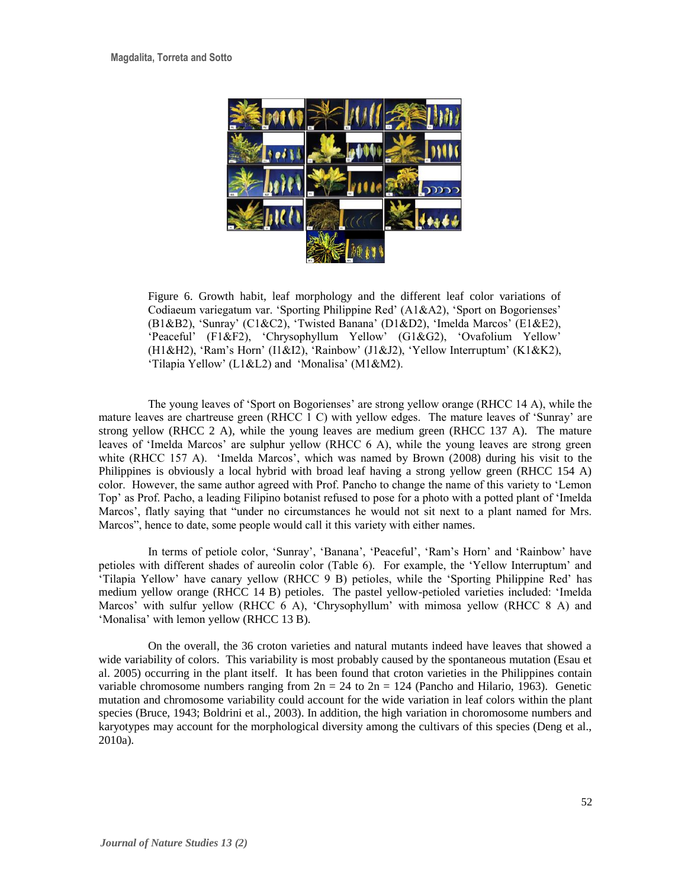Figure 6. Growth habit, leaf morphology and the different leaf color variations of Codiaeum variegatum var. 'Sporting Philippine Red' (A1&A2), 'Sport on Bogorienses' (B1&B2), 'Sunray' (C1&C2), 'Twisted Banana' (D1&D2), 'Imelda Marcos' (E1&E2), 'Peaceful' (F1&F2), 'Chrysophyllum Yellow' (G1&G2), 'Ovafolium Yellow' (H1&H2), 'Ram's Horn' (I1&I2), 'Rainbow' (J1&J2), 'Yellow Interruptum' (K1&K2), 'Tilapia Yellow' (L1&L2) and 'Monalisa' (M1&M2).

The young leaves of 'Sport on Bogorienses' are strong yellow orange (RHCC 14 A), while the mature leaves are chartreuse green (RHCC 1 C) with yellow edges. The mature leaves of 'Sunray' are strong yellow (RHCC 2 A), while the young leaves are medium green (RHCC 137 A). The mature leaves of 'Imelda Marcos' are sulphur yellow (RHCC 6 A), while the young leaves are strong green white (RHCC 157 A). 'Imelda Marcos', which was named by Brown (2008) during his visit to the Philippines is obviously a local hybrid with broad leaf having a strong yellow green (RHCC 154 A) color. However, the same author agreed with Prof. Pancho to change the name of this variety to 'Lemon Top' as Prof. Pacho, a leading Filipino botanist refused to pose for a photo with a potted plant of 'Imelda Marcos', flatly saying that "under no circumstances he would not sit next to a plant named for Mrs. Marcos", hence to date, some people would call it this variety with either names.

In terms of petiole color, 'Sunray', 'Banana', 'Peaceful', 'Ram's Horn' and 'Rainbow' have petioles with different shades of aureolin color (Table 6). For example, the 'Yellow Interruptum' and 'Tilapia Yellow' have canary yellow (RHCC 9 B) petioles, while the 'Sporting Philippine Red' has medium yellow orange (RHCC 14 B) petioles. The pastel yellow-petioled varieties included: 'Imelda Marcos' with sulfur yellow (RHCC 6 A), 'Chrysophyllum' with mimosa yellow (RHCC 8 A) and 'Monalisa' with lemon yellow (RHCC 13 B).

On the overall, the 36 croton varieties and natural mutants indeed have leaves that showed a wide variability of colors. This variability is most probably caused by the spontaneous mutation (Esau et al. 2005) occurring in the plant itself. It has been found that croton varieties in the Philippines contain variable chromosome numbers ranging from 2n = 24 to 2n = 124 (Pancho and Hilario, 1963). Genetic mutation and chromosome variability could account for the wide variation in leaf colors within the plant species (Bruce, 1943; Boldrini et al., 2003). In addition, the high variation in choromosome numbers and karyotypes may account for the morphological diversity among the cultivars of this species (Deng et al., 2010a).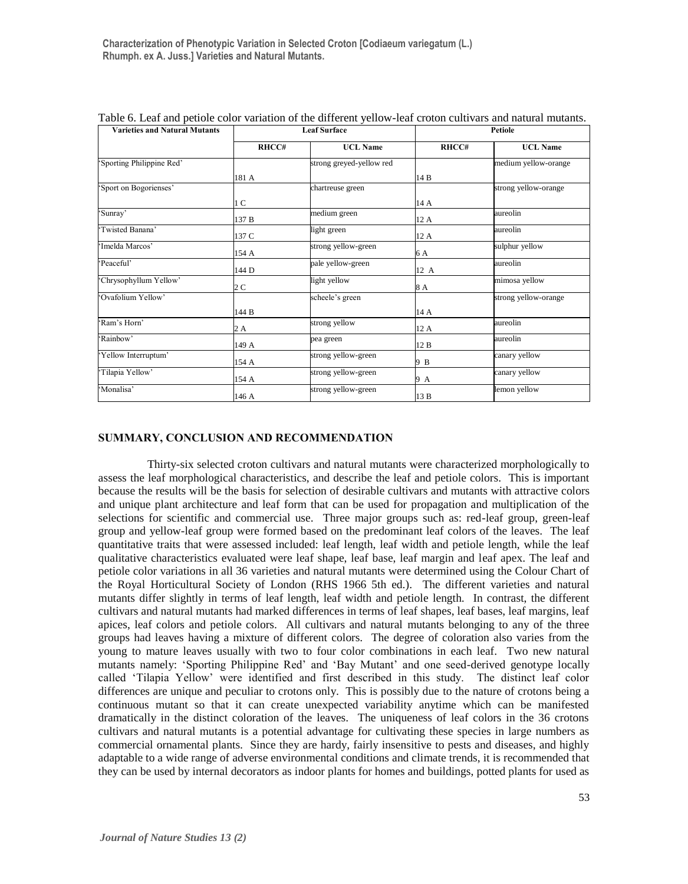Table 6. Leaf and petiole color variation of the different yellow-leaf croton cultivars and natural mutants.

| Varieties and Natural Mutants | Leaf Surface | | Petiole | |
|---|---|---|---|---|
| | RHCC# | UCL Name | RHCC# | UCL Name |
| 'Sporting Philippine Red' | 181 A | strong greyed-yellow red | 14 B | medium yellow-orange |
| 'Sport on Bogorienses' | 1 C | chartreuse green | 14 A | strong yellow-orange |
| 'Sunray' | 137 B | medium green | 12 A | aureolin |
| 'Twisted Banana' | 137 C | light green | 12 A | aureolin |
| 'Imelda Marcos' | 154 A | strong yellow-green | 6 A | sulphur yellow |
| 'Peaceful' | 144 D | pale yellow-green | 12 A | aureolin |
| 'Chrysophyllum Yellow' | 2 C | light yellow | 8 A | mimosa yellow |
| 'Ovafolium Yellow' | 144 B | scheele's green | 14 A | strong yellow-orange |
| 'Ram's Horn' | 2 A | strong yellow | 12 A | aureolin |
| 'Rainbow' | 149 A | pea green | 12 B | aureolin |
| 'Yellow Interruptum' | 154 A | strong yellow-green | 9 B | canary yellow |
| 'Tilapia Yellow' | 154 A | strong yellow-green | 9 A | canary yellow |
| 'Monalisa' | 146 A | strong yellow-green | 13 B | lemon yellow |

## SUMMARY, CONCLUSION AND RECOMMENDATION

Thirty-six selected croton cultivars and natural mutants were characterized morphologically to assess the leaf morphological characteristics, and describe the leaf and petiole colors. This is important because the results will be the basis for selection of desirable cultivars and mutants with attractive colors and unique plant architecture and leaf form that can be used for propagation and multiplication of the selections for scientific and commercial use. Three major groups such as: red-leaf group, green-leaf group and yellow-leaf group were formed based on the predominant leaf colors of the leaves. The leaf quantitative traits that were assessed included: leaf length, leaf width and petiole length, while the leaf qualitative characteristics evaluated were leaf shape, leaf base, leaf margin and leaf apex. The leaf and petiole color variations in all 36 varieties and natural mutants were determined using the Colour Chart of the Royal Horticultural Society of London (RHS 1966 5th ed.). The different varieties and natural mutants differ slightly in terms of leaf length, leaf width and petiole length. In contrast, the different cultivars and natural mutants had marked differences in terms of leaf shapes, leaf bases, leaf margins, leaf apices, leaf colors and petiole colors. All cultivars and natural mutants belonging to any of the three groups had leaves having a mixture of different colors. The degree of coloration also varies from the young to mature leaves usually with two to four color combinations in each leaf. Two new natural mutants namely: 'Sporting Philippine Red' and 'Bay Mutant' and one seed-derived genotype locally called 'Tilapia Yellow' were identified and first described in this study. The distinct leaf color differences are unique and peculiar to crotons only. This is possibly due to the nature of crotons being a continuous mutant so that it can create unexpected variability anytime which can be manifested dramatically in the distinct coloration of the leaves. The uniqueness of leaf colors in the 36 crotons cultivars and natural mutants is a potential advantage for cultivating these species in large numbers as commercial ornamental plants. Since they are hardy, fairly insensitive to pests and diseases, and highly adaptable to a wide range of adverse environmental conditions and climate trends, it is recommended that they can be used by internal decorators as indoor plants for homes and buildings, potted plants for used as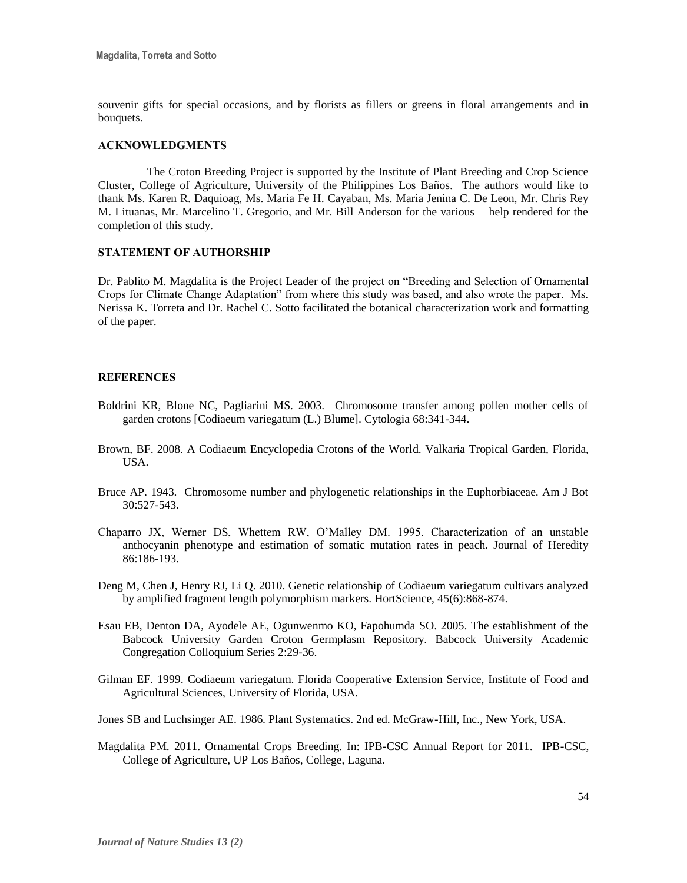souvenir gifts for special occasions, and by florists as fillers or greens in floral arrangements and in bouquets.

## ACKNOWLEDGMENTS

The Croton Breeding Project is supported by the Institute of Plant Breeding and Crop Science Cluster, College of Agriculture, University of the Philippines Los Baños. The authors would like to thank Ms. Karen R. Daquioag, Ms. Maria Fe H. Cayaban, Ms. Maria Jenina C. De Leon, Mr. Chris Rey M. Lituanas, Mr. Marcelino T. Gregorio, and Mr. Bill Anderson for the various help rendered for the completion of this study.

## STATEMENT OF AUTHORSHIP

Dr. Pablito M. Magdalita is the Project Leader of the project on "Breeding and Selection of Ornamental Crops for Climate Change Adaptation" from where this study was based, and also wrote the paper. Ms. Nerissa K. Torreta and Dr. Rachel C. Sotto facilitated the botanical characterization work and formatting of the paper.

## REFERENCES

Boldrini KR, Blone NC, Pagliarini MS. 2003. Chromosome transfer among pollen mother cells of garden crotons [Codiaeum variegatum (L.) Blume]. Cytologia 68:341-344.

Brown, BF. 2008. A Codiaeum Encyclopedia Crotons of the World. Valkaria Tropical Garden, Florida, USA.

Bruce AP. 1943. Chromosome number and phylogenetic relationships in the Euphorbiaceae. Am J Bot 30:527-543.

Chaparro JX, Werner DS, Whettem RW, O'Malley DM. 1995. Characterization of an unstable anthocyanin phenotype and estimation of somatic mutation rates in peach. Journal of Heredity 86:186-193.

Deng M, Chen J, Henry RJ, Li Q. 2010. Genetic relationship of Codiaeum variegatum cultivars analyzed by amplified fragment length polymorphism markers. HortScience, 45(6):868-874.

Esau EB, Denton DA, Ayodele AE, Ogunwenmo KO, Fapohumda SO. 2005. The establishment of the Babcock University Garden Croton Germplasm Repository. Babcock University Academic Congregation Colloquium Series 2:29-36.

Gilman EF. 1999. Codiaeum variegatum. Florida Cooperative Extension Service, Institute of Food and Agricultural Sciences, University of Florida, USA.

Jones SB and Luchsinger AE. 1986. Plant Systematics. 2nd ed. McGraw-Hill, Inc., New York, USA.

Magdalita PM. 2011. Ornamental Crops Breeding. In: IPB-CSC Annual Report for 2011. IPB-CSC, College of Agriculture, UP Los Baños, College, Laguna.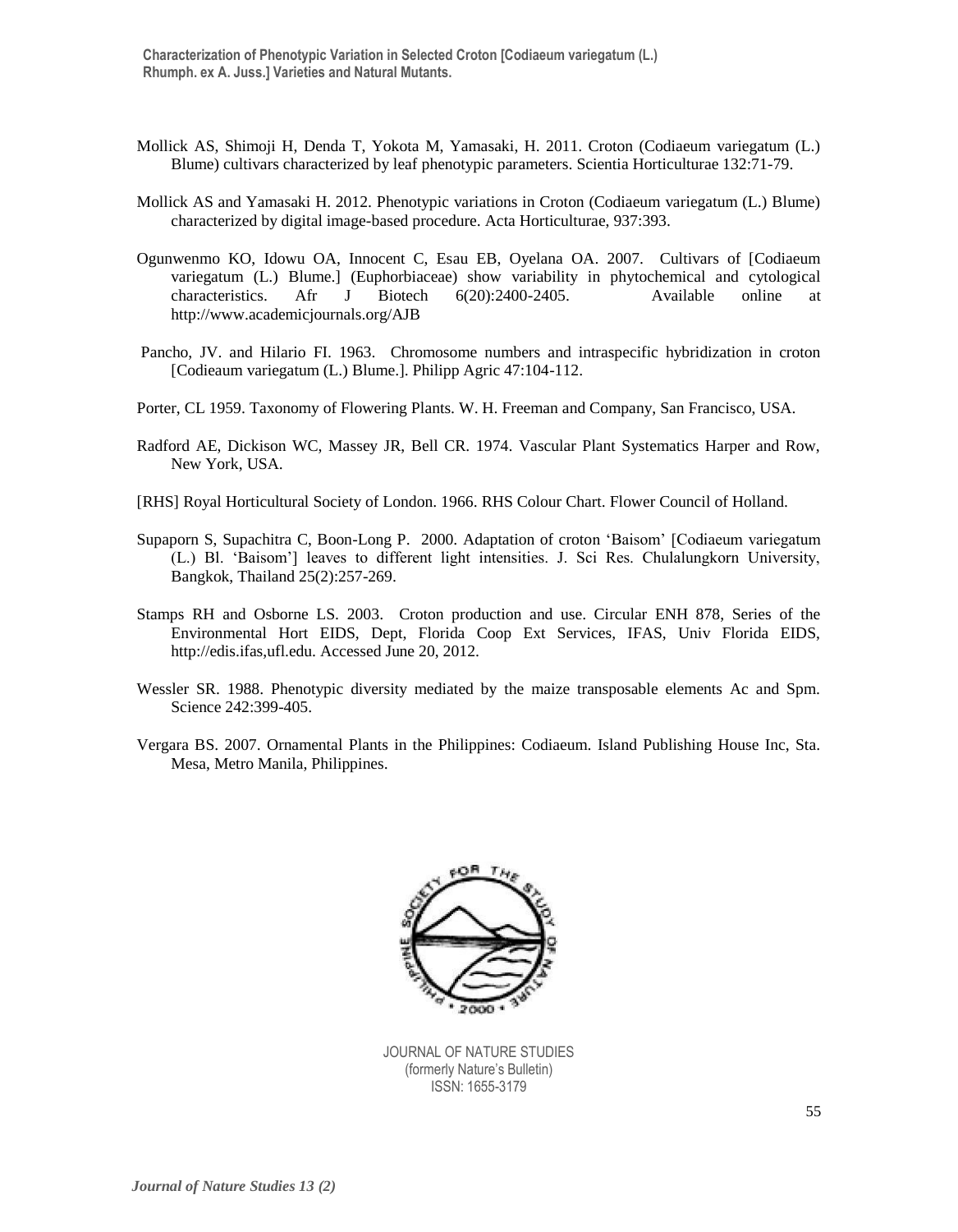Mollick AS, Shimoji H, Denda T, Yokota M, Yamasaki, H. 2011. Croton (Codiaeum variegatum (L.) Blume) cultivars characterized by leaf phenotypic parameters. Scientia Horticulturae 132:71-79.

Mollick AS and Yamasaki H. 2012. Phenotypic variations in Croton (Codiaeum variegatum (L.) Blume) characterized by digital image-based procedure. Acta Horticulturae, 937:393.

Ogunwenmo KO, Idowu OA, Innocent C, Esau EB, Oyelana OA. 2007. Cultivars of [Codiaeum variegatum (L.) Blume.] (Euphorbiaceae) show variability in phytochemical and cytological characteristics. Afr J Biotech 6(20):2400-2405. Available online at http://www.academicjournals.org/AJB

Pancho, JV. and Hilario FI. 1963. Chromosome numbers and intraspecific hybridization in croton [Codieaum variegatum (L.) Blume.]. Philipp Agric 47:104-112.

Porter, CL 1959. Taxonomy of Flowering Plants. W. H. Freeman and Company, San Francisco, USA.

Radford AE, Dickison WC, Massey JR, Bell CR. 1974. Vascular Plant Systematics Harper and Row, New York, USA.

[RHS] Royal Horticultural Society of London. 1966. RHS Colour Chart. Flower Council of Holland.

Supaporn S, Supachitra C, Boon-Long P. 2000. Adaptation of croton 'Baisom' [Codiaeum variegatum (L.) Bl. 'Baisom'] leaves to different light intensities. J. Sci Res. Chulalungkorn University, Bangkok, Thailand 25(2):257-269.

Stamps RH and Osborne LS. 2003. Croton production and use. Circular ENH 878, Series of the Environmental Hort EIDS, Dept, Florida Coop Ext Services, IFAS, Univ Florida EIDS, http://edis.ifas,ufl.edu. Accessed June 20, 2012.

Wessler SR. 1988. Phenotypic diversity mediated by the maize transposable elements Ac and Spm. Science 242:399-405.

Vergara BS. 2007. Ornamental Plants in the Philippines: Codiaeum. Island Publishing House Inc, Sta. Mesa, Metro Manila, Philippines.

JOURNAL OF NATURE STUDIES
(formerly Nature's Bulletin)
ISSN: 1655-3179